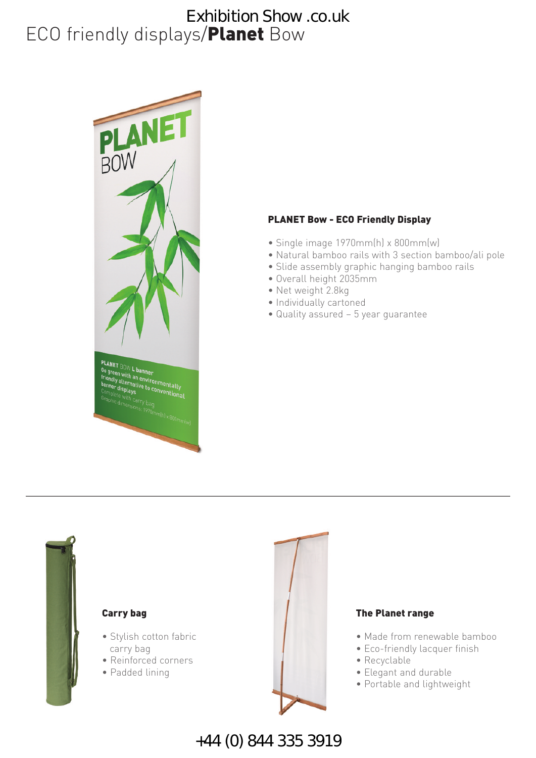Exhibition Show .co.uk

# ECO friendly displays/**Planet** Bow

### PLANET Bow - ECO Friendly Display

- Single image 1970mm(h) x 800mm(w)
- Natural bamboo rails with 3 section bamboo/ali pole
- Slide assembly graphic hanging bamboo rails
- Overall height 2035mm
- Net weight 2.8kg
- Individually cartoned
- Quality assured – 5 year guarantee

---

### Carry bag

- Stylish cotton fabric carry bag
- Reinforced corners
- Padded lining

### The Planet range

- Made from renewable bamboo
- Eco-friendly lacquer finish
- Recyclable
- Elegant and durable
- Portable and lightweight

+44 (0) 844 335 3919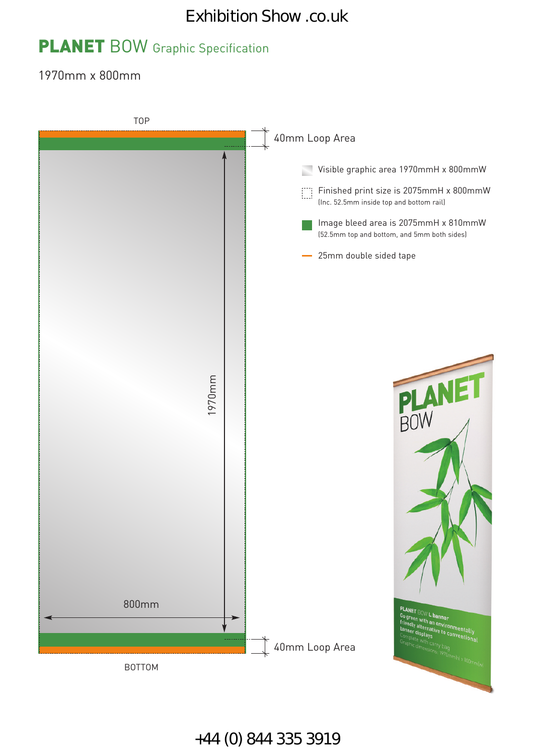Exhibition Show .co.uk

# PLANET BOW Graphic Specification

1970mm x 800mm

TOP

40mm Loop Area

1970mm

800mm

40mm Loop Area

BOTTOM

- Visible graphic area 1970mmH x 800mmW
- Finished print size is 2075mmH x 800mmW
  (Inc. 52.5mm inside top and bottom rail)
- Image bleed area is 2075mmH x 810mmW
  (52.5mm top and bottom, and 5mm both sides)
- 25mm double sided tape

+44 (0) 844 335 3919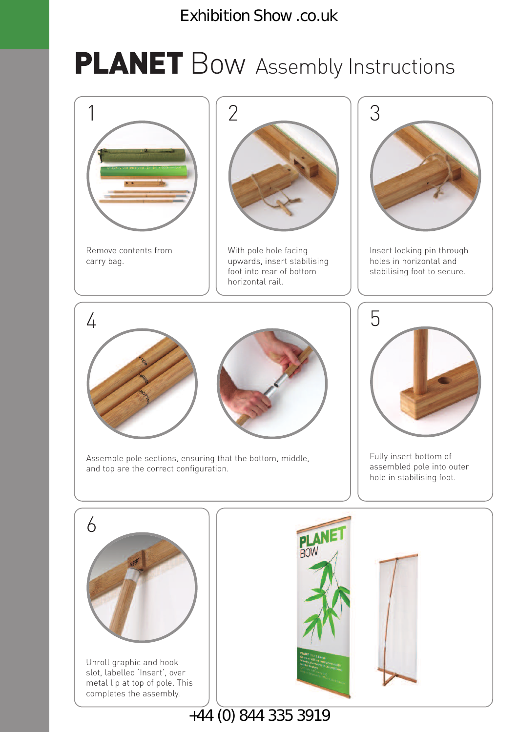Exhibition Show .co.uk

# **PLANET** Bow Assembly Instructions

1

Remove contents from carry bag.

2

With pole hole facing upwards, insert stabilising foot into rear of bottom horizontal rail.

3

Insert locking pin through holes in horizontal and stabilising foot to secure.

4

Assemble pole sections, ensuring that the bottom, middle, and top are the correct configuration.

5

Fully insert bottom of assembled pole into outer hole in stabilising foot.

6

Unroll graphic and hook slot, labelled 'Insert', over metal lip at top of pole. This completes the assembly.

+44 (0) 844 335 3919